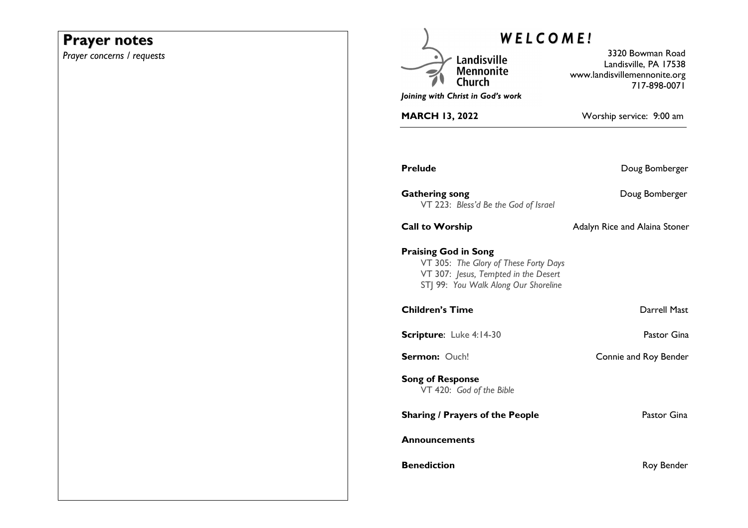## Prayer notes

*Prayer concerns / requests*

# *WELCOME!*

Landisville Mennonite Church

*Joining with Christ in God's work*

3320 Bowman Road
Landisville, PA 17538
www.landisvillemennonite.org
717-898-0071

**MARCH 13, 2022** Worship service: 9:00 am

**Prelude** Doug Bomberger

**Gathering song** Doug Bomberger
VT 223: *Bless'd Be the God of Israel*

**Call to Worship** Adalyn Rice and Alaina Stoner

**Praising God in Song**
VT 305: *The Glory of These Forty Days*
VT 307: *Jesus, Tempted in the Desert*
STJ 99: *You Walk Along Our Shoreline*

**Children's Time** Darrell Mast

**Scripture**: Luke 4:14-30 Pastor Gina

**Sermon:** Ouch! Connie and Roy Bender

**Song of Response**
VT 420: *God of the Bible*

**Sharing / Prayers of the People** Pastor Gina

**Announcements**

**Benediction** Roy Bender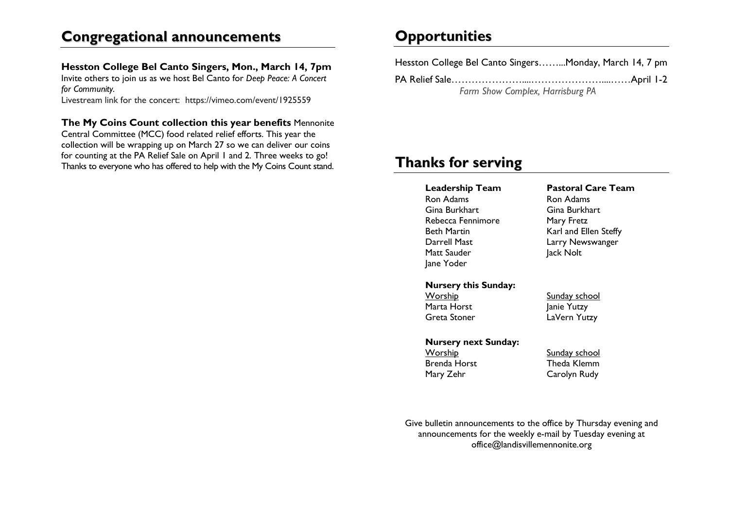## Congregational announcements

**Hesston College Bel Canto Singers, Mon., March 14, 7pm**
Invite others to join us as we host Bel Canto for *Deep Peace: A Concert for Community.*
Livestream link for the concert: https://vimeo.com/event/1925559

**The My Coins Count collection this year benefits** Mennonite Central Committee (MCC) food related relief efforts. This year the collection will be wrapping up on March 27 so we can deliver our coins for counting at the PA Relief Sale on April 1 and 2. Three weeks to go! Thanks to everyone who has offered to help with the My Coins Count stand.

## Opportunities

Hesston College Bel Canto Singers……...Monday, March 14, 7 pm

PA Relief Sale…………………....…………………....……April 1-2
*Farm Show Complex, Harrisburg PA*

## Thanks for serving

**Leadership Team**
Ron Adams
Gina Burkhart
Rebecca Fennimore
Beth Martin
Darrell Mast
Matt Sauder
Jane Yoder

**Pastoral Care Team**
Ron Adams
Gina Burkhart
Mary Fretz
Karl and Ellen Steffy
Larry Newswanger
Jack Nolt

**Nursery this Sunday:**

| Worship | Sunday school |
|---|---|
| Marta Horst | Janie Yutzy |
| Greta Stoner | LaVern Yutzy |

**Nursery next Sunday:**

| Worship | Sunday school |
|---|---|
| Brenda Horst | Theda Klemm |
| Mary Zehr | Carolyn Rudy |

Give bulletin announcements to the office by Thursday evening and announcements for the weekly e-mail by Tuesday evening at office@landisvillemennonite.org